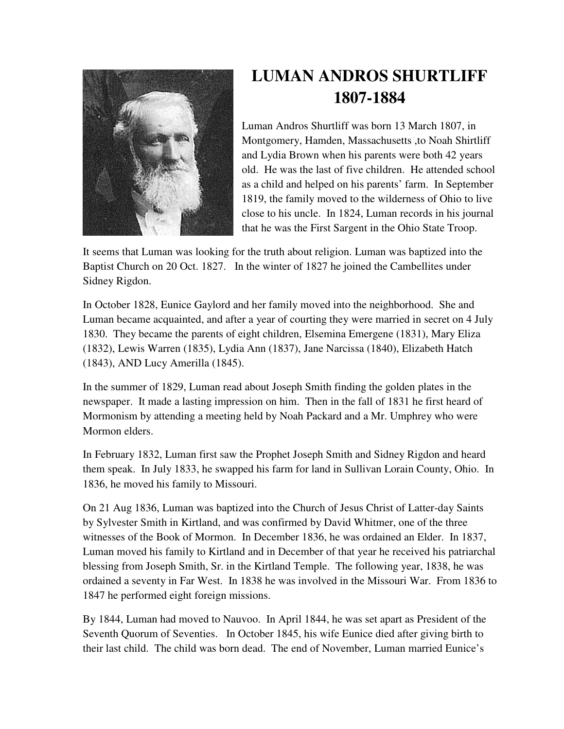# LUMAN ANDROS SHURTLIFF
# 1807-1884

Luman Andros Shurtliff was born 13 March 1807, in Montgomery, Hamden, Massachusetts ,to Noah Shirtliff and Lydia Brown when his parents were both 42 years old. He was the last of five children. He attended school as a child and helped on his parents' farm. In September 1819, the family moved to the wilderness of Ohio to live close to his uncle. In 1824, Luman records in his journal that he was the First Sargent in the Ohio State Troop.

It seems that Luman was looking for the truth about religion. Luman was baptized into the Baptist Church on 20 Oct. 1827. In the winter of 1827 he joined the Cambellites under Sidney Rigdon.

In October 1828, Eunice Gaylord and her family moved into the neighborhood. She and Luman became acquainted, and after a year of courting they were married in secret on 4 July 1830. They became the parents of eight children, Elsemina Emergene (1831), Mary Eliza (1832), Lewis Warren (1835), Lydia Ann (1837), Jane Narcissa (1840), Elizabeth Hatch (1843), AND Lucy Amerilla (1845).

In the summer of 1829, Luman read about Joseph Smith finding the golden plates in the newspaper. It made a lasting impression on him. Then in the fall of 1831 he first heard of Mormonism by attending a meeting held by Noah Packard and a Mr. Umphrey who were Mormon elders.

In February 1832, Luman first saw the Prophet Joseph Smith and Sidney Rigdon and heard them speak. In July 1833, he swapped his farm for land in Sullivan Lorain County, Ohio. In 1836, he moved his family to Missouri.

On 21 Aug 1836, Luman was baptized into the Church of Jesus Christ of Latter-day Saints by Sylvester Smith in Kirtland, and was confirmed by David Whitmer, one of the three witnesses of the Book of Mormon. In December 1836, he was ordained an Elder. In 1837, Luman moved his family to Kirtland and in December of that year he received his patriarchal blessing from Joseph Smith, Sr. in the Kirtland Temple. The following year, 1838, he was ordained a seventy in Far West. In 1838 he was involved in the Missouri War. From 1836 to 1847 he performed eight foreign missions.

By 1844, Luman had moved to Nauvoo. In April 1844, he was set apart as President of the Seventh Quorum of Seventies. In October 1845, his wife Eunice died after giving birth to their last child. The child was born dead. The end of November, Luman married Eunice's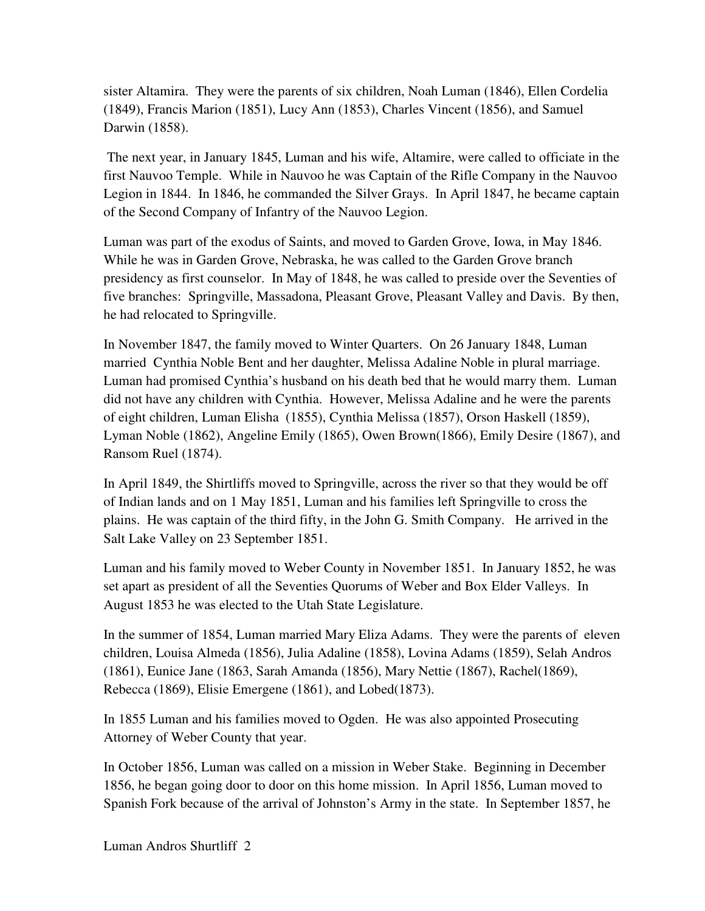sister Altamira. They were the parents of six children, Noah Luman (1846), Ellen Cordelia (1849), Francis Marion (1851), Lucy Ann (1853), Charles Vincent (1856), and Samuel Darwin (1858).

The next year, in January 1845, Luman and his wife, Altamire, were called to officiate in the first Nauvoo Temple. While in Nauvoo he was Captain of the Rifle Company in the Nauvoo Legion in 1844. In 1846, he commanded the Silver Grays. In April 1847, he became captain of the Second Company of Infantry of the Nauvoo Legion.

Luman was part of the exodus of Saints, and moved to Garden Grove, Iowa, in May 1846. While he was in Garden Grove, Nebraska, he was called to the Garden Grove branch presidency as first counselor. In May of 1848, he was called to preside over the Seventies of five branches: Springville, Massadona, Pleasant Grove, Pleasant Valley and Davis. By then, he had relocated to Springville.

In November 1847, the family moved to Winter Quarters. On 26 January 1848, Luman married Cynthia Noble Bent and her daughter, Melissa Adaline Noble in plural marriage. Luman had promised Cynthia's husband on his death bed that he would marry them. Luman did not have any children with Cynthia. However, Melissa Adaline and he were the parents of eight children, Luman Elisha (1855), Cynthia Melissa (1857), Orson Haskell (1859), Lyman Noble (1862), Angeline Emily (1865), Owen Brown(1866), Emily Desire (1867), and Ransom Ruel (1874).

In April 1849, the Shirtliffs moved to Springville, across the river so that they would be off of Indian lands and on 1 May 1851, Luman and his families left Springville to cross the plains. He was captain of the third fifty, in the John G. Smith Company. He arrived in the Salt Lake Valley on 23 September 1851.

Luman and his family moved to Weber County in November 1851. In January 1852, he was set apart as president of all the Seventies Quorums of Weber and Box Elder Valleys. In August 1853 he was elected to the Utah State Legislature.

In the summer of 1854, Luman married Mary Eliza Adams. They were the parents of eleven children, Louisa Almeda (1856), Julia Adaline (1858), Lovina Adams (1859), Selah Andros (1861), Eunice Jane (1863, Sarah Amanda (1856), Mary Nettie (1867), Rachel(1869), Rebecca (1869), Elisie Emergene (1861), and Lobed(1873).

In 1855 Luman and his families moved to Ogden. He was also appointed Prosecuting Attorney of Weber County that year.

In October 1856, Luman was called on a mission in Weber Stake. Beginning in December 1856, he began going door to door on this home mission. In April 1856, Luman moved to Spanish Fork because of the arrival of Johnston's Army in the state. In September 1857, he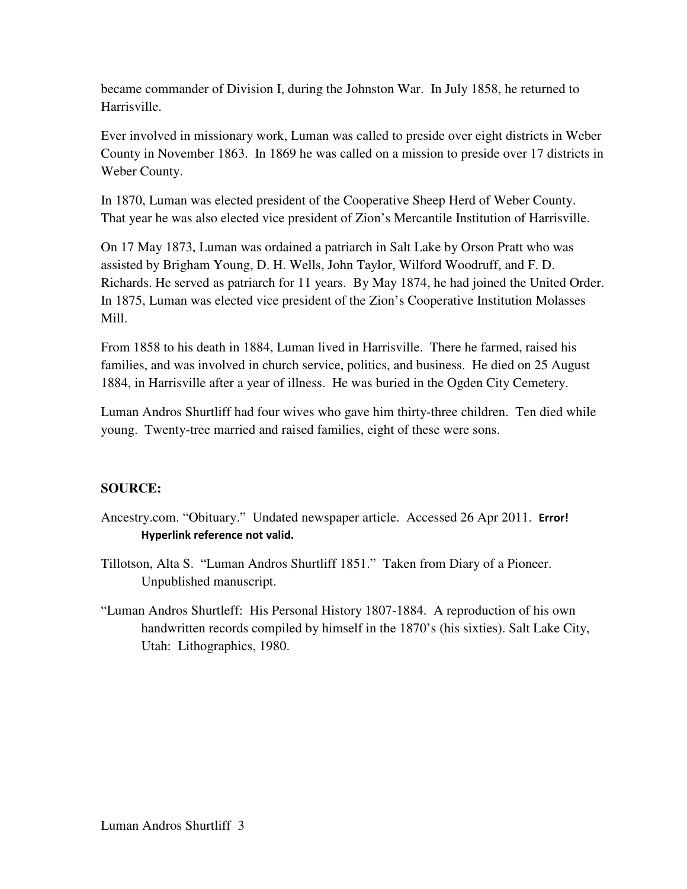became commander of Division I, during the Johnston War. In July 1858, he returned to Harrisville.

Ever involved in missionary work, Luman was called to preside over eight districts in Weber County in November 1863. In 1869 he was called on a mission to preside over 17 districts in Weber County.

In 1870, Luman was elected president of the Cooperative Sheep Herd of Weber County. That year he was also elected vice president of Zion's Mercantile Institution of Harrisville.

On 17 May 1873, Luman was ordained a patriarch in Salt Lake by Orson Pratt who was assisted by Brigham Young, D. H. Wells, John Taylor, Wilford Woodruff, and F. D. Richards. He served as patriarch for 11 years. By May 1874, he had joined the United Order. In 1875, Luman was elected vice president of the Zion's Cooperative Institution Molasses Mill.

From 1858 to his death in 1884, Luman lived in Harrisville. There he farmed, raised his families, and was involved in church service, politics, and business. He died on 25 August 1884, in Harrisville after a year of illness. He was buried in the Ogden City Cemetery.

Luman Andros Shurtliff had four wives who gave him thirty-three children. Ten died while young. Twenty-tree married and raised families, eight of these were sons.

**SOURCE:**

Ancestry.com. "Obituary." Undated newspaper article. Accessed 26 Apr 2011. **Error! Hyperlink reference not valid.**

Tillotson, Alta S. "Luman Andros Shurtliff 1851." Taken from Diary of a Pioneer. Unpublished manuscript.

"Luman Andros Shurtleff: His Personal History 1807-1884. A reproduction of his own handwritten records compiled by himself in the 1870's (his sixties). Salt Lake City, Utah: Lithographics, 1980.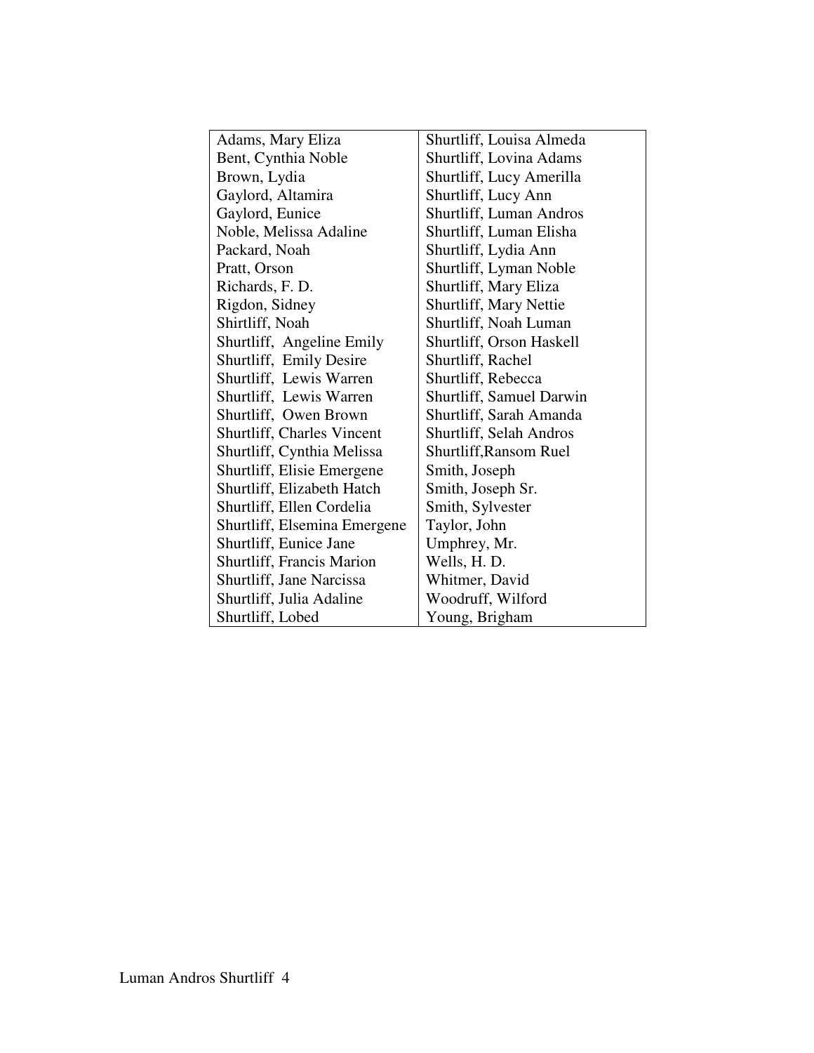| | |
|---|---|
| Adams, Mary Eliza | Shurtliff, Louisa Almeda |
| Bent, Cynthia Noble | Shurtliff, Lovina Adams |
| Brown, Lydia | Shurtliff, Lucy Amerilla |
| Gaylord, Altamira | Shurtliff, Lucy Ann |
| Gaylord, Eunice | Shurtliff, Luman Andros |
| Noble, Melissa Adaline | Shurtliff, Luman Elisha |
| Packard, Noah | Shurtliff, Lydia Ann |
| Pratt, Orson | Shurtliff, Lyman Noble |
| Richards, F. D. | Shurtliff, Mary Eliza |
| Rigdon, Sidney | Shurtliff, Mary Nettie |
| Shirtliff, Noah | Shurtliff, Noah Luman |
| Shurtliff, Angeline Emily | Shurtliff, Orson Haskell |
| Shurtliff, Emily Desire | Shurtliff, Rachel |
| Shurtliff, Lewis Warren | Shurtliff, Rebecca |
| Shurtliff, Lewis Warren | Shurtliff, Samuel Darwin |
| Shurtliff, Owen Brown | Shurtliff, Sarah Amanda |
| Shurtliff, Charles Vincent | Shurtliff, Selah Andros |
| Shurtliff, Cynthia Melissa | Shurtliff,Ransom Ruel |
| Shurtliff, Elisie Emergene | Smith, Joseph |
| Shurtliff, Elizabeth Hatch | Smith, Joseph Sr. |
| Shurtliff, Ellen Cordelia | Smith, Sylvester |
| Shurtliff, Elsemina Emergene | Taylor, John |
| Shurtliff, Eunice Jane | Umphrey, Mr. |
| Shurtliff, Francis Marion | Wells, H. D. |
| Shurtliff, Jane Narcissa | Whitmer, David |
| Shurtliff, Julia Adaline | Woodruff, Wilford |
| Shurtliff, Lobed | Young, Brigham |